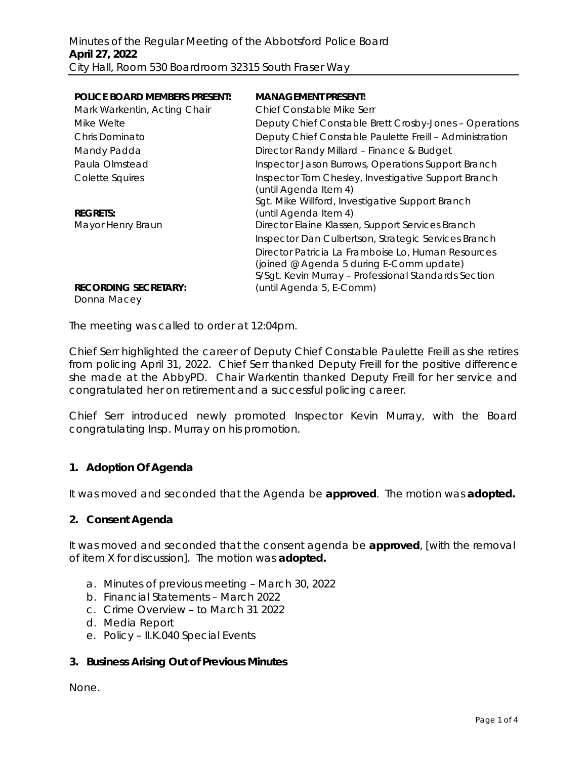Minutes of the Regular Meeting of the Abbotsford Police Board
**April 27, 2022**
City Hall, Room 530 Boardroom 32315 South Fraser Way

| **POLICE BOARD MEMBERS PRESENT:** | **MANAGEMENT PRESENT:** |
|---|---|
| Mark Warkentin, Acting Chair | Chief Constable Mike Serr |
| Mike Welte | Deputy Chief Constable Brett Crosby-Jones – Operations |
| Chris Dominato | Deputy Chief Constable Paulette Freill – Administration |
| Mandy Padda | Director Randy Millard – Finance & Budget |
| Paula Olmstead | Inspector Jason Burrows, Operations Support Branch |
| Colette Squires | Inspector Tom Chesley, Investigative Support Branch (until Agenda Item 4) |
| **REGRETS:** | Sgt. Mike Willford, Investigative Support Branch (until Agenda Item 4) |
| Mayor Henry Braun | Director Elaine Klassen, Support Services Branch |
| | Inspector Dan Culbertson, Strategic Services Branch |
| | Director Patricia La Framboise Lo, Human Resources (joined @ Agenda 5 during E-Comm update) |
| **RECORDING SECRETARY:** | S/Sgt. Kevin Murray – Professional Standards Section (until Agenda 5, E-Comm) |
| Donna Macey | |

The meeting was called to order at 12:04pm.

Chief Serr highlighted the career of Deputy Chief Constable Paulette Freill as she retires from policing April 31, 2022. Chief Serr thanked Deputy Freill for the positive difference she made at the AbbyPD. Chair Warkentin thanked Deputy Freill for her service and congratulated her on retirement and a successful policing career.

Chief Serr introduced newly promoted Inspector Kevin Murray, with the Board congratulating Insp. Murray on his promotion.

## 1. Adoption Of Agenda

It was moved and seconded that the Agenda be **approved**. The motion was **adopted.**

## 2. Consent Agenda

It was moved and seconded that the consent agenda be **approved**, [with the removal of item X for discussion]. The motion was **adopted.**

a. Minutes of previous meeting – March 30, 2022
b. Financial Statements – March 2022
c. Crime Overview – to March 31 2022
d. Media Report
e. Policy – II.K.040 Special Events

## 3. Business Arising Out of Previous Minutes

None.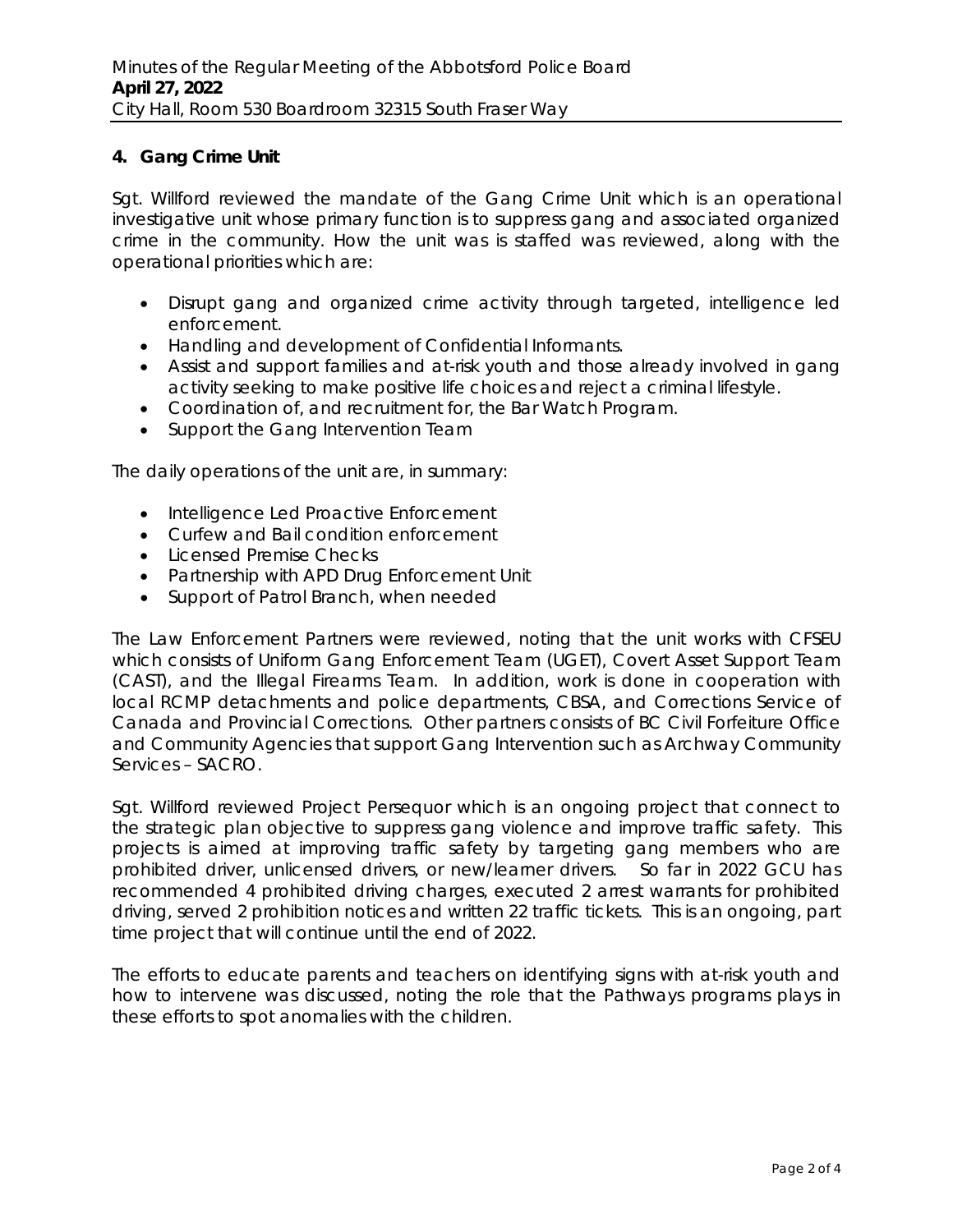### 4. Gang Crime Unit

Sgt. Willford reviewed the mandate of the Gang Crime Unit which is an operational investigative unit whose primary function is to suppress gang and associated organized crime in the community. How the unit was is staffed was reviewed, along with the operational priorities which are:

- Disrupt gang and organized crime activity through targeted, intelligence led enforcement.
- Handling and development of Confidential Informants.
- Assist and support families and at-risk youth and those already involved in gang activity seeking to make positive life choices and reject a criminal lifestyle.
- Coordination of, and recruitment for, the Bar Watch Program.
- Support the Gang Intervention Team

The daily operations of the unit are, in summary:

- Intelligence Led Proactive Enforcement
- Curfew and Bail condition enforcement
- Licensed Premise Checks
- Partnership with APD Drug Enforcement Unit
- Support of Patrol Branch, when needed

The Law Enforcement Partners were reviewed, noting that the unit works with CFSEU which consists of Uniform Gang Enforcement Team (UGET), Covert Asset Support Team (CAST), and the Illegal Firearms Team. In addition, work is done in cooperation with local RCMP detachments and police departments, CBSA, and Corrections Service of Canada and Provincial Corrections. Other partners consists of BC Civil Forfeiture Office and Community Agencies that support Gang Intervention such as Archway Community Services – SACRO.

Sgt. Willford reviewed Project Persequor which is an ongoing project that connect to the strategic plan objective to suppress gang violence and improve traffic safety. This projects is aimed at improving traffic safety by targeting gang members who are prohibited driver, unlicensed drivers, or new/learner drivers. So far in 2022 GCU has recommended 4 prohibited driving charges, executed 2 arrest warrants for prohibited driving, served 2 prohibition notices and written 22 traffic tickets. This is an ongoing, part time project that will continue until the end of 2022.

The efforts to educate parents and teachers on identifying signs with at-risk youth and how to intervene was discussed, noting the role that the Pathways programs plays in these efforts to spot anomalies with the children.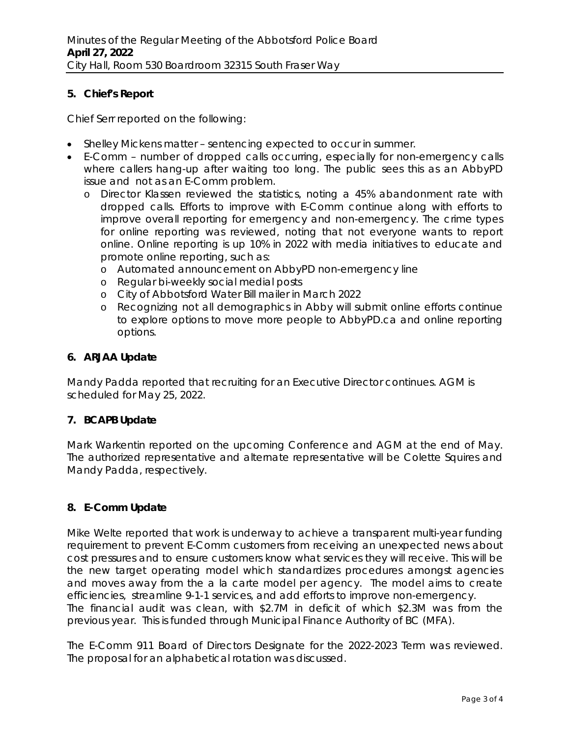## 5. Chief's Report

Chief Serr reported on the following:

- Shelley Mickens matter – sentencing expected to occur in summer.
- E-Comm – number of dropped calls occurring, especially for non-emergency calls where callers hang-up after waiting too long. The public sees this as an AbbyPD issue and not as an E-Comm problem.
  - Director Klassen reviewed the statistics, noting a 45% abandonment rate with dropped calls. Efforts to improve with E-Comm continue along with efforts to improve overall reporting for emergency and non-emergency. The crime types for online reporting was reviewed, noting that not everyone wants to report online. Online reporting is up 10% in 2022 with media initiatives to educate and promote online reporting, such as:
    - Automated announcement on AbbyPD non-emergency line
    - Regular bi-weekly social medial posts
    - City of Abbotsford Water Bill mailer in March 2022
    - Recognizing not all demographics in Abby will submit online efforts continue to explore options to move more people to AbbyPD.ca and online reporting options.

## 6. ARJAA Update

Mandy Padda reported that recruiting for an Executive Director continues. AGM is scheduled for May 25, 2022.

## 7. BCAPB Update

Mark Warkentin reported on the upcoming Conference and AGM at the end of May. The authorized representative and alternate representative will be Colette Squires and Mandy Padda, respectively.

## 8. E-Comm Update

Mike Welte reported that work is underway to achieve a transparent multi-year funding requirement to prevent E-Comm customers from receiving an unexpected news about cost pressures and to ensure customers know what services they will receive. This will be the new target operating model which standardizes procedures amongst agencies and moves away from the a la carte model per agency. The model aims to create efficiencies, streamline 9-1-1 services, and add efforts to improve non-emergency. The financial audit was clean, with $2.7M in deficit of which $2.3M was from the previous year. This is funded through Municipal Finance Authority of BC (MFA).

The E-Comm 911 Board of Directors Designate for the 2022-2023 Term was reviewed. The proposal for an alphabetical rotation was discussed.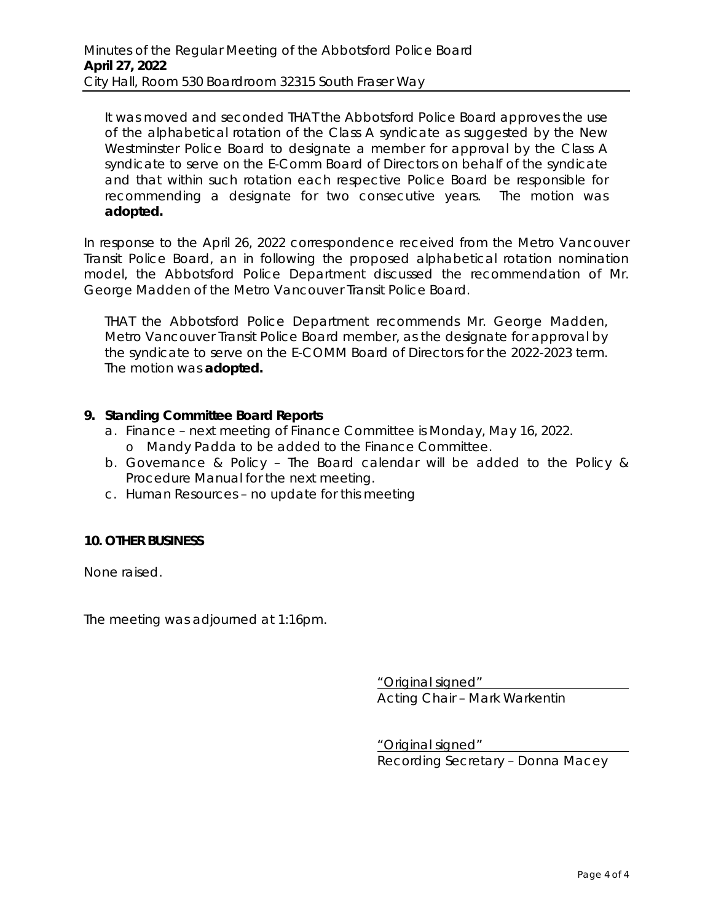It was moved and seconded THAT the Abbotsford Police Board approves the use of the alphabetical rotation of the Class A syndicate as suggested by the New Westminster Police Board to designate a member for approval by the Class A syndicate to serve on the E-Comm Board of Directors on behalf of the syndicate and that within such rotation each respective Police Board be responsible for recommending a designate for two consecutive years. The motion was **adopted.**

In response to the April 26, 2022 correspondence received from the Metro Vancouver Transit Police Board, an in following the proposed alphabetical rotation nomination model, the Abbotsford Police Department discussed the recommendation of Mr. George Madden of the Metro Vancouver Transit Police Board.

THAT the Abbotsford Police Department recommends Mr. George Madden, Metro Vancouver Transit Police Board member, as the designate for approval by the syndicate to serve on the E-COMM Board of Directors for the 2022-2023 term. The motion was **adopted.**

**9. Standing Committee Board Reports**

a. Finance – next meeting of Finance Committee is Monday, May 16, 2022.
   - Mandy Padda to be added to the Finance Committee.

b. Governance & Policy – The Board calendar will be added to the Policy & Procedure Manual for the next meeting.

c. Human Resources – no update for this meeting

**10. OTHER BUSINESS**

None raised.

The meeting was adjourned at 1:16pm.

"Original signed"
Acting Chair – Mark Warkentin

"Original signed"
Recording Secretary – Donna Macey